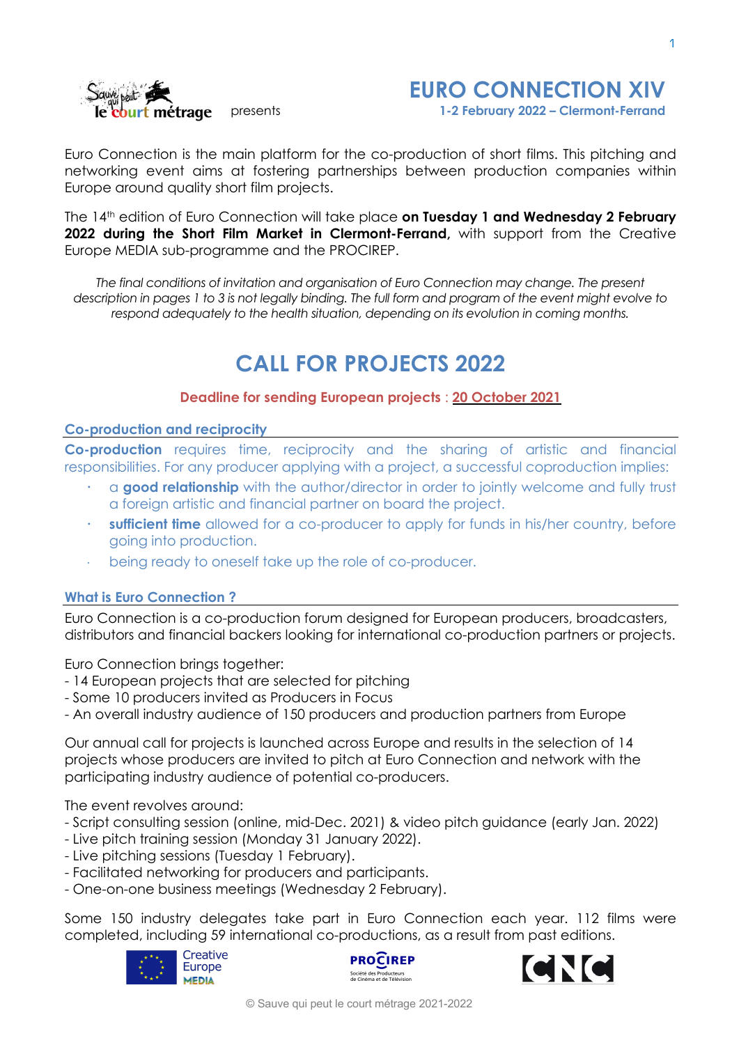Sauve qui peut le court métrage presents

# EURO CONNECTION XIV

**1-2 February 2022 – Clermont-Ferrand**

Euro Connection is the main platform for the co-production of short films. This pitching and networking event aims at fostering partnerships between production companies within Europe around quality short film projects.

The 14th edition of Euro Connection will take place **on Tuesday 1 and Wednesday 2 February 2022 during the Short Film Market in Clermont-Ferrand,** with support from the Creative Europe MEDIA sub-programme and the PROCIREP.

*The final conditions of invitation and organisation of Euro Connection may change. The present description in pages 1 to 3 is not legally binding. The full form and program of the event might evolve to respond adequately to the health situation, depending on its evolution in coming months.*

# CALL FOR PROJECTS 2022

**Deadline for sending European projects** : **20 October 2021**

### Co-production and reciprocity

**Co-production** requires time, reciprocity and the sharing of artistic and financial responsibilities. For any producer applying with a project, a successful coproduction implies:

- a **good relationship** with the author/director in order to jointly welcome and fully trust a foreign artistic and financial partner on board the project.
- **sufficient time** allowed for a co-producer to apply for funds in his/her country, before going into production.
- being ready to oneself take up the role of co-producer.

### What is Euro Connection ?

Euro Connection is a co-production forum designed for European producers, broadcasters, distributors and financial backers looking for international co-production partners or projects.

Euro Connection brings together:
- 14 European projects that are selected for pitching
- Some 10 producers invited as Producers in Focus
- An overall industry audience of 150 producers and production partners from Europe

Our annual call for projects is launched across Europe and results in the selection of 14 projects whose producers are invited to pitch at Euro Connection and network with the participating industry audience of potential co-producers.

The event revolves around:
- Script consulting session (online, mid-Dec. 2021) & video pitch guidance (early Jan. 2022)
- Live pitch training session (Monday 31 January 2022).
- Live pitching sessions (Tuesday 1 February).
- Facilitated networking for producers and participants.
- One-on-one business meetings (Wednesday 2 February).

Some 150 industry delegates take part in Euro Connection each year. 112 films were completed, including 59 international co-productions, as a result from past editions.

Creative Europe MEDIA — PROCIREP Société des Producteurs de Cinéma et de Télévision — CNC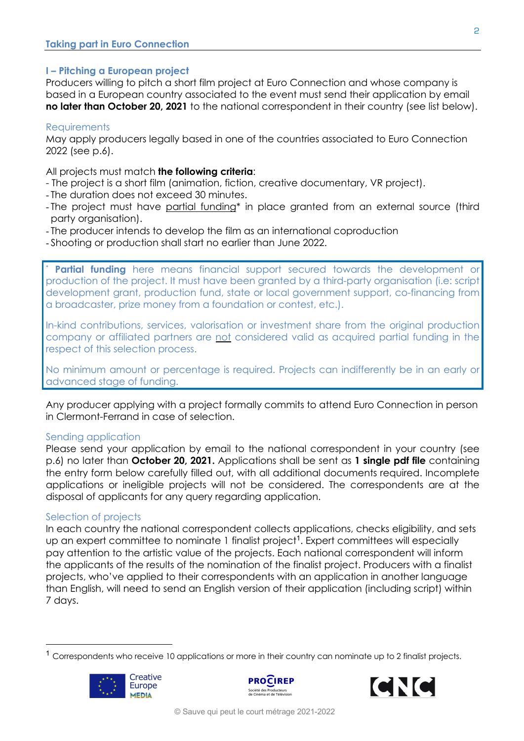## Taking part in Euro Connection

### I – Pitching a European project

Producers willing to pitch a short film project at Euro Connection and whose company is based in a European country associated to the event must send their application by email **no later than October 20, 2021** to the national correspondent in their country (see list below).

#### Requirements

May apply producers legally based in one of the countries associated to Euro Connection 2022 (see p.6).

All projects must match **the following criteria**:

- The project is a short film (animation, fiction, creative documentary, VR project).
- The duration does not exceed 30 minutes.
- The project must have partial funding* in place granted from an external source (third party organisation).
- The producer intends to develop the film as an international coproduction
- Shooting or production shall start no earlier than June 2022.

> * **Partial funding** here means financial support secured towards the development or production of the project. It must have been granted by a third-party organisation (i.e: script development grant, production fund, state or local government support, co-financing from a broadcaster, prize money from a foundation or contest, etc.).
>
> In-kind contributions, services, valorisation or investment share from the original production company or affiliated partners are not considered valid as acquired partial funding in the respect of this selection process.
>
> No minimum amount or percentage is required. Projects can indifferently be in an early or advanced stage of funding.

Any producer applying with a project formally commits to attend Euro Connection in person in Clermont-Ferrand in case of selection.

#### Sending application

Please send your application by email to the national correspondent in your country (see p.6) no later than **October 20, 2021.** Applications shall be sent as **1 single pdf file** containing the entry form below carefully filled out, with all additional documents required. Incomplete applications or ineligible projects will not be considered. The correspondents are at the disposal of applicants for any query regarding application.

#### Selection of projects

In each country the national correspondent collects applications, checks eligibility, and sets up an expert committee to nominate 1 finalist project[1]. Expert committees will especially pay attention to the artistic value of the projects. Each national correspondent will inform the applicants of the results of the nomination of the finalist project. Producers with a finalist projects, who've applied to their correspondents with an application in another language than English, will need to send an English version of their application (including script) within 7 days.

[1] Correspondents who receive 10 applications or more in their country can nominate up to 2 finalist projects.

© Sauve qui peut le court métrage 2021-2022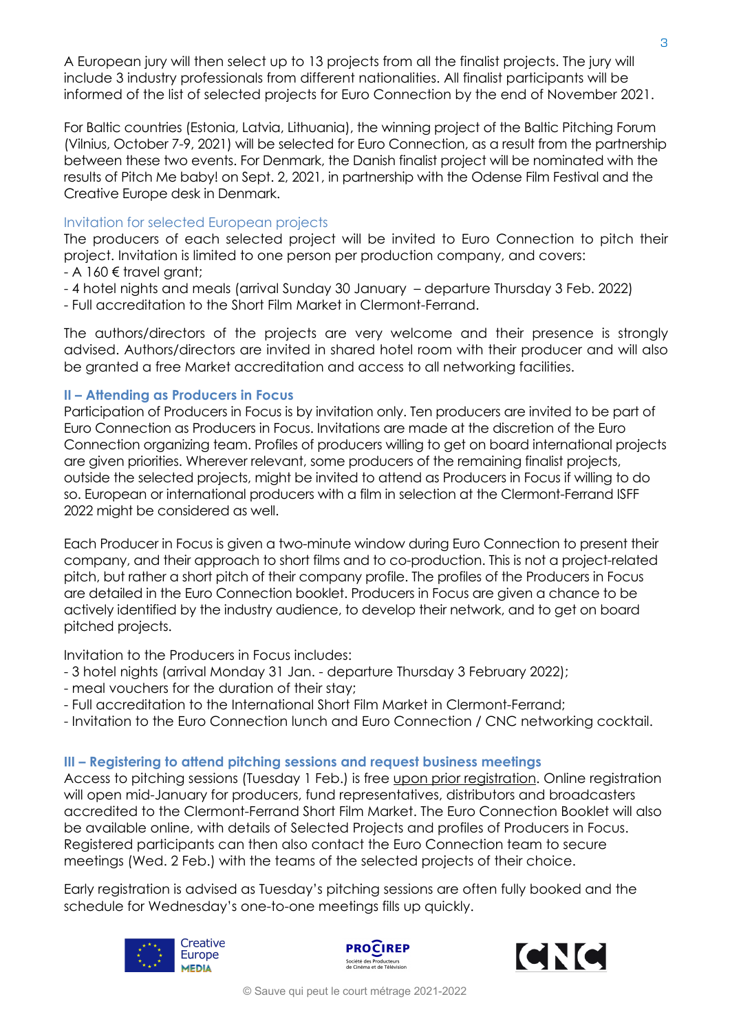A European jury will then select up to 13 projects from all the finalist projects. The jury will include 3 industry professionals from different nationalities. All finalist participants will be informed of the list of selected projects for Euro Connection by the end of November 2021.

For Baltic countries (Estonia, Latvia, Lithuania), the winning project of the Baltic Pitching Forum (Vilnius, October 7-9, 2021) will be selected for Euro Connection, as a result from the partnership between these two events. For Denmark, the Danish finalist project will be nominated with the results of Pitch Me baby! on Sept. 2, 2021, in partnership with the Odense Film Festival and the Creative Europe desk in Denmark.

### Invitation for selected European projects

The producers of each selected project will be invited to Euro Connection to pitch their project. Invitation is limited to one person per production company, and covers:

- A 160 € travel grant;
- 4 hotel nights and meals (arrival Sunday 30 January – departure Thursday 3 Feb. 2022)
- Full accreditation to the Short Film Market in Clermont-Ferrand.

The authors/directors of the projects are very welcome and their presence is strongly advised. Authors/directors are invited in shared hotel room with their producer and will also be granted a free Market accreditation and access to all networking facilities.

## II – Attending as Producers in Focus

Participation of Producers in Focus is by invitation only. Ten producers are invited to be part of Euro Connection as Producers in Focus. Invitations are made at the discretion of the Euro Connection organizing team. Profiles of producers willing to get on board international projects are given priorities. Wherever relevant, some producers of the remaining finalist projects, outside the selected projects, might be invited to attend as Producers in Focus if willing to do so. European or international producers with a film in selection at the Clermont-Ferrand ISFF 2022 might be considered as well.

Each Producer in Focus is given a two-minute window during Euro Connection to present their company, and their approach to short films and to co-production. This is not a project-related pitch, but rather a short pitch of their company profile. The profiles of the Producers in Focus are detailed in the Euro Connection booklet. Producers in Focus are given a chance to be actively identified by the industry audience, to develop their network, and to get on board pitched projects.

Invitation to the Producers in Focus includes:

- 3 hotel nights (arrival Monday 31 Jan. - departure Thursday 3 February 2022);
- meal vouchers for the duration of their stay;
- Full accreditation to the International Short Film Market in Clermont-Ferrand;
- Invitation to the Euro Connection lunch and Euro Connection / CNC networking cocktail.

## III – Registering to attend pitching sessions and request business meetings

Access to pitching sessions (Tuesday 1 Feb.) is free upon prior registration. Online registration will open mid-January for producers, fund representatives, distributors and broadcasters accredited to the Clermont-Ferrand Short Film Market. The Euro Connection Booklet will also be available online, with details of Selected Projects and profiles of Producers in Focus. Registered participants can then also contact the Euro Connection team to secure meetings (Wed. 2 Feb.) with the teams of the selected projects of their choice.

Early registration is advised as Tuesday's pitching sessions are often fully booked and the schedule for Wednesday's one-to-one meetings fills up quickly.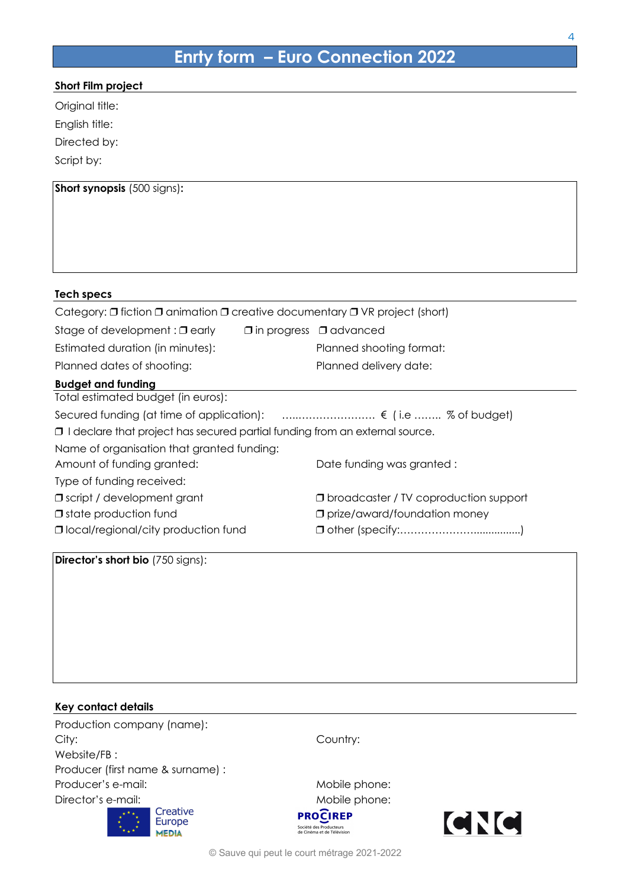# Enrty form – Euro Connection 2022

## Short Film project

Original title:

English title:

Directed by:

Script by:

**Short synopsis** (500 signs)**:**

## Tech specs

Category: ❒ fiction ❒ animation ❒ creative documentary ❒ VR project (short)

Stage of development : ❒ early ❒ in progress ❒ advanced

Estimated duration (in minutes):

Planned shooting format:

Planned dates of shooting:

Planned delivery date:

## Budget and funding

Total estimated budget (in euros):

Secured funding (at time of application): …..…………………. € ( i.e …….. % of budget)

❒ I declare that project has secured partial funding from an external source.

Name of organisation that granted funding:

Amount of funding granted:

Date funding was granted :

Type of funding received:

❒ script / development grant

❒ state production fund

❒ local/regional/city production fund

❒ broadcaster / TV coproduction support

❒ prize/award/foundation money

❒ other (specify:…………………..............)

**Director's short bio** (750 signs):

## Key contact details

Production company (name):

City:

Country:

Website/FB :

Producer (first name & surname) :

Producer's e-mail:

Mobile phone:

Director's e-mail:

Mobile phone:

© Sauve qui peut le court métrage 2021-2022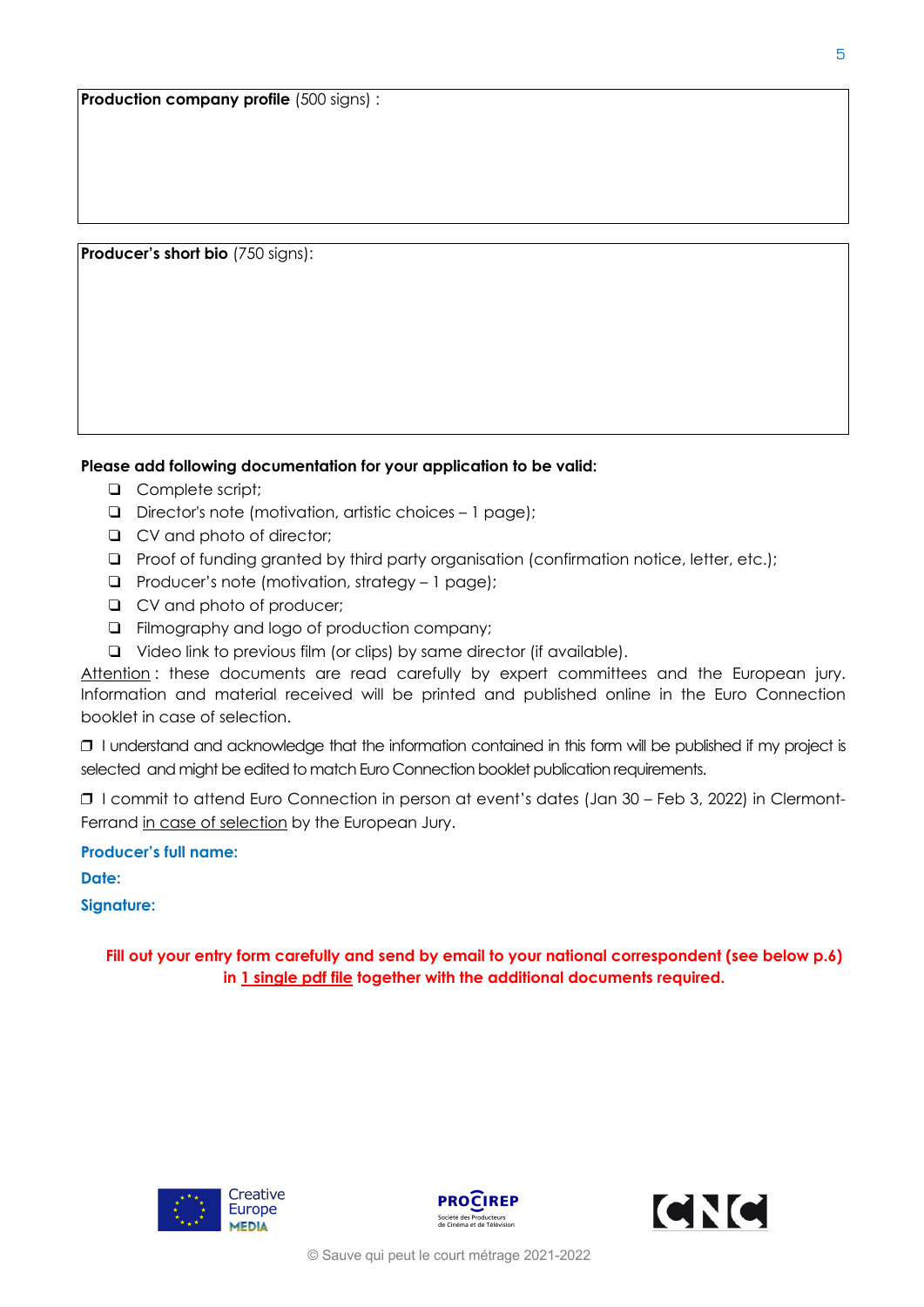| **Production company profile** (500 signs) : |
|---|
| |

| **Producer's short bio** (750 signs): |
|---|
| |

**Please add following documentation for your application to be valid:**

- ❑ Complete script;
- ❑ Director's note (motivation, artistic choices – 1 page);
- ❑ CV and photo of director;
- ❑ Proof of funding granted by third party organisation (confirmation notice, letter, etc.);
- ❑ Producer's note (motivation, strategy – 1 page);
- ❑ CV and photo of producer;
- ❑ Filmography and logo of production company;
- ❑ Video link to previous film (or clips) by same director (if available).

Attention : these documents are read carefully by expert committees and the European jury. Information and material received will be printed and published online in the Euro Connection booklet in case of selection.

❒ I understand and acknowledge that the information contained in this form will be published if my project is selected and might be edited to match Euro Connection booklet publication requirements.

❒ I commit to attend Euro Connection in person at event's dates (Jan 30 – Feb 3, 2022) in Clermont-Ferrand in case of selection by the European Jury.

**Producer's full name:**

**Date:**

**Signature:**

**Fill out your entry form carefully and send by email to your national correspondent (see below p.6) in 1 single pdf file together with the additional documents required.**

Creative Europe MEDIA

PROCIREP Société des Producteurs de Cinéma et de Télévision

CNC

© Sauve qui peut le court métrage 2021-2022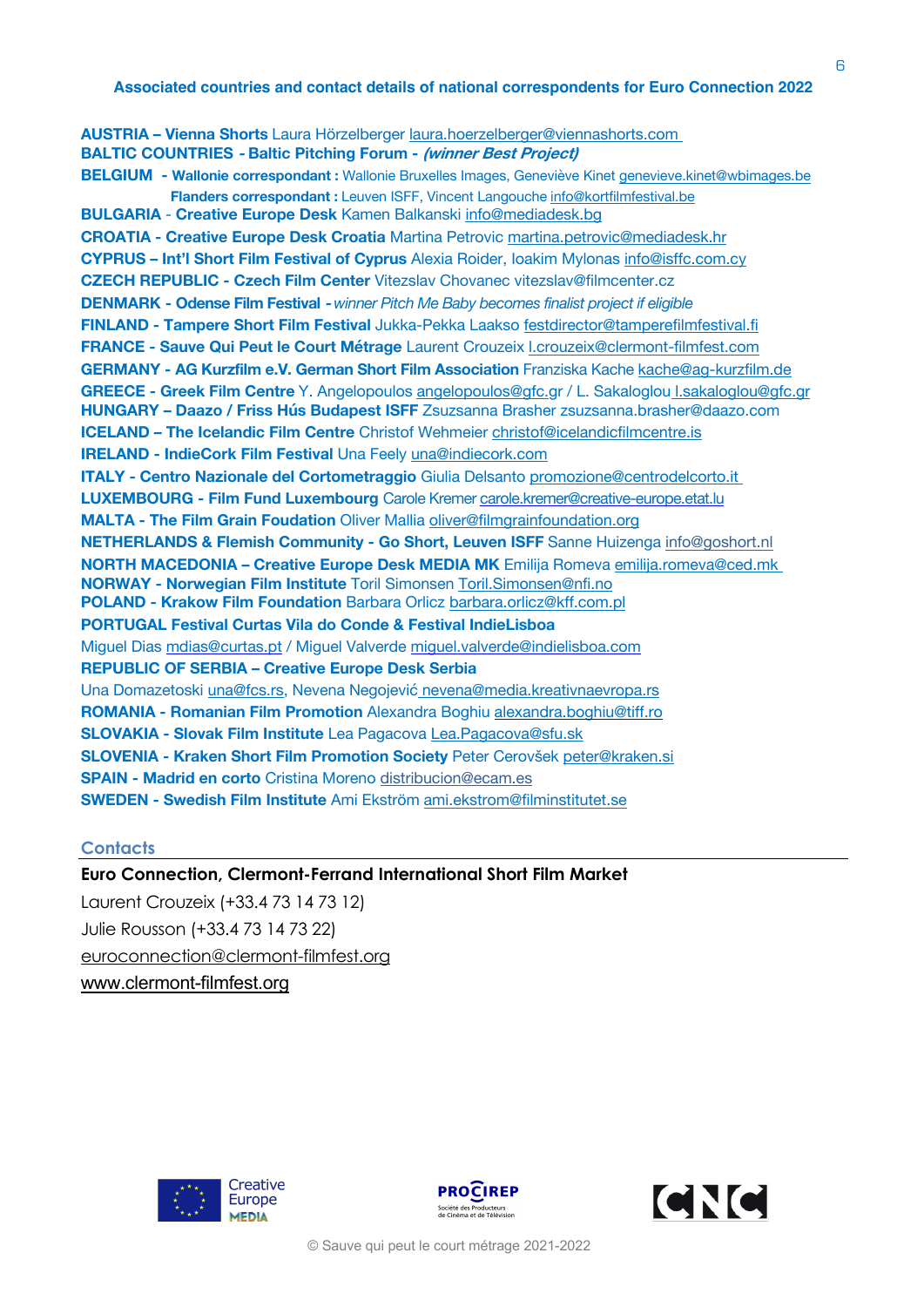### Associated countries and contact details of national correspondents for Euro Connection 2022

**AUSTRIA – Vienna Shorts** Laura Hörzelberger laura.hoerzelberger@viennashorts.com
**BALTIC COUNTRIES - Baltic Pitching Forum -** ***(winner Best Project)***
**BELGIUM - Wallonie correspondant :** Wallonie Bruxelles Images, Geneviève Kinet genevieve.kinet@wbimages.be
**Flanders correspondant :** Leuven ISFF, Vincent Langouche info@kortfilmfestival.be
**BULGARIA - Creative Europe Desk** Kamen Balkanski info@mediadesk.bg
**CROATIA - Creative Europe Desk Croatia** Martina Petrovic martina.petrovic@mediadesk.hr
**CYPRUS – Int'l Short Film Festival of Cyprus** Alexia Roider, Ioakim Mylonas info@isffc.com.cy
**CZECH REPUBLIC - Czech Film Center** Vitezslav Chovanec vitezslav@filmcenter.cz
**DENMARK - Odense Film Festival** - *winner Pitch Me Baby becomes finalist project if eligible*
**FINLAND - Tampere Short Film Festival** Jukka-Pekka Laakso festdirector@tamperefilmfestival.fi
**FRANCE - Sauve Qui Peut le Court Métrage** Laurent Crouzeix l.crouzeix@clermont-filmfest.com
**GERMANY - AG Kurzfilm e.V. German Short Film Association** Franziska Kache kache@ag-kurzfilm.de
**GREECE - Greek Film Centre** Y. Angelopoulos angelopoulos@gfc.gr / L. Sakaloglou l.sakaloglou@gfc.gr
**HUNGARY – Daazo / Friss Hús Budapest ISFF** Zsuzsanna Brasher zsuzsanna.brasher@daazo.com
**ICELAND – The Icelandic Film Centre** Christof Wehmeier christof@icelandicfilmcentre.is
**IRELAND - IndieCork Film Festival** Una Feely una@indiecork.com
**ITALY - Centro Nazionale del Cortometraggio** Giulia Delsanto promozione@centrodelcorto.it
**LUXEMBOURG - Film Fund Luxembourg** Carole Kremer carole.kremer@creative-europe.etat.lu
**MALTA - The Film Grain Foudation** Oliver Mallia oliver@filmgrainfoundation.org
**NETHERLANDS & Flemish Community - Go Short, Leuven ISFF** Sanne Huizenga info@goshort.nl
**NORTH MACEDONIA – Creative Europe Desk MEDIA MK** Emilija Romeva emilija.romeva@ced.mk
**NORWAY - Norwegian Film Institute** Toril Simonsen Toril.Simonsen@nfi.no
**POLAND - Krakow Film Foundation** Barbara Orlicz barbara.orlicz@kff.com.pl
**PORTUGAL Festival Curtas Vila do Conde & Festival IndieLisboa**
Miguel Dias mdias@curtas.pt / Miguel Valverde miguel.valverde@indielisboa.com
**REPUBLIC OF SERBIA – Creative Europe Desk Serbia**
Una Domazetoski una@fcs.rs, Nevena Negojević nevena@media.kreativnaevropa.rs
**ROMANIA - Romanian Film Promotion** Alexandra Boghiu alexandra.boghiu@tiff.ro
**SLOVAKIA - Slovak Film Institute** Lea Pagacova Lea.Pagacova@sfu.sk
**SLOVENIA - Kraken Short Film Promotion Society** Peter Cerovšek peter@kraken.si
**SPAIN - Madrid en corto** Cristina Moreno distribucion@ecam.es
**SWEDEN - Swedish Film Institute** Ami Ekström ami.ekstrom@filminstitutet.se

## Contacts

**Euro Connection, Clermont-Ferrand International Short Film Market**
Laurent Crouzeix (+33.4 73 14 73 12)
Julie Rousson (+33.4 73 14 73 22)
euroconnection@clermont-filmfest.org
www.clermont-filmfest.org

Creative Europe MEDIA

PROCIREP Société des Producteurs de Cinéma et de Télévision

CNC

© Sauve qui peut le court métrage 2021-2022